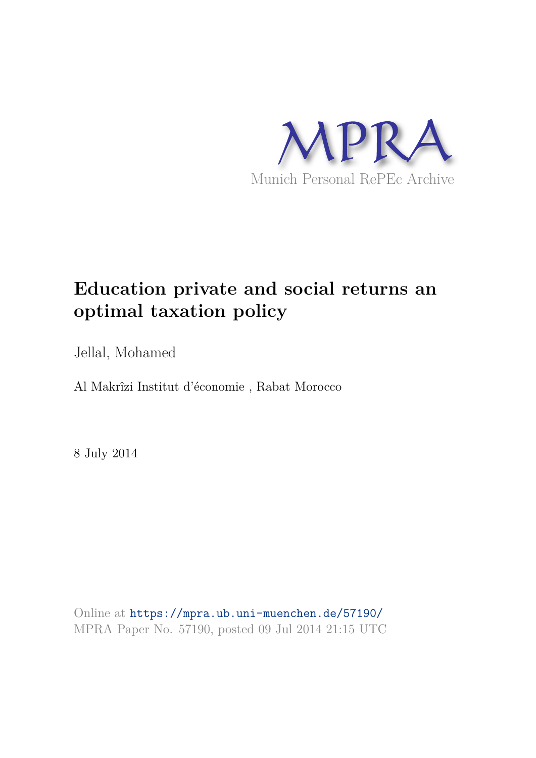MPRA

Munich Personal RePEc Archive

# Education private and social returns an optimal taxation policy

Jellal, Mohamed

Al Makrîzi Institut d'économie , Rabat Morocco

8 July 2014

Online at https://mpra.ub.uni-muenchen.de/57190/
MPRA Paper No. 57190, posted 09 Jul 2014 21:15 UTC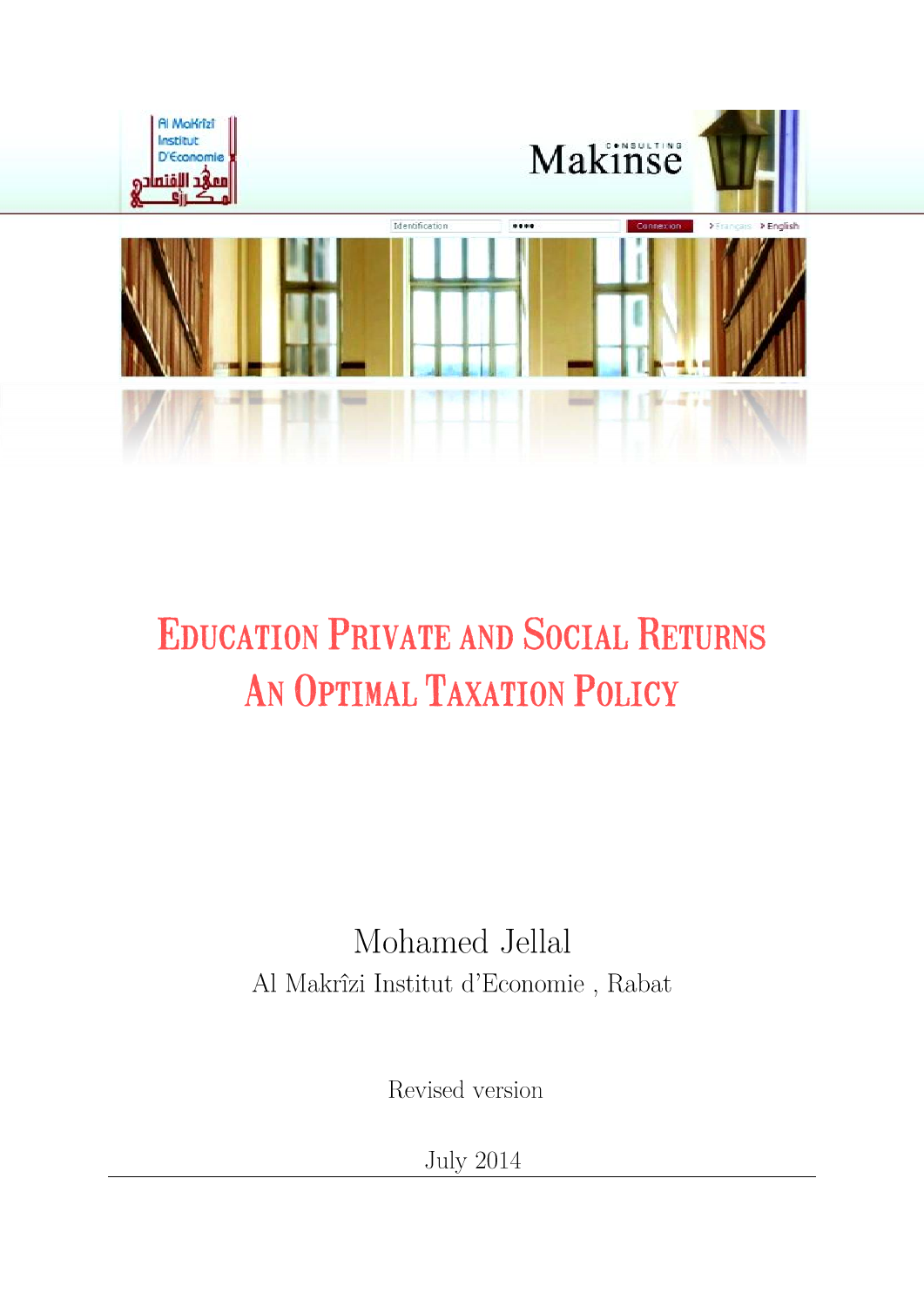# Education Private and Social Returns
# An Optimal Taxation Policy

Mohamed Jellal

Al Makrîzi Institut d'Economie , Rabat

Revised version

July 2014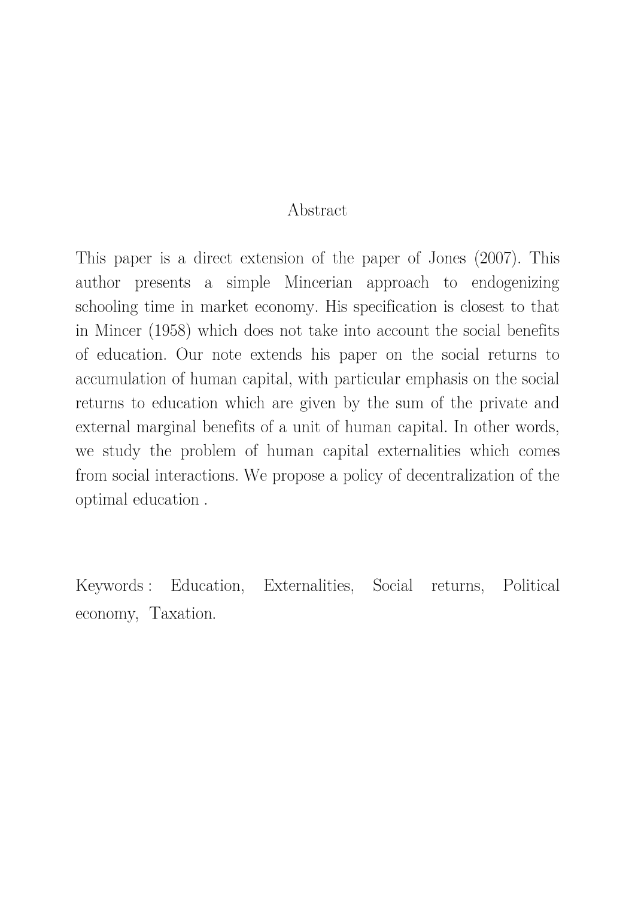## Abstract

This paper is a direct extension of the paper of Jones (2007). This author presents a simple Mincerian approach to endogenizing schooling time in market economy. His specification is closest to that in Mincer (1958) which does not take into account the social benefits of education. Our note extends his paper on the social returns to accumulation of human capital, with particular emphasis on the social returns to education which are given by the sum of the private and external marginal benefits of a unit of human capital. In other words, we study the problem of human capital externalities which comes from social interactions. We propose a policy of decentralization of the optimal education .

Keywords : Education, Externalities, Social returns, Political economy, Taxation.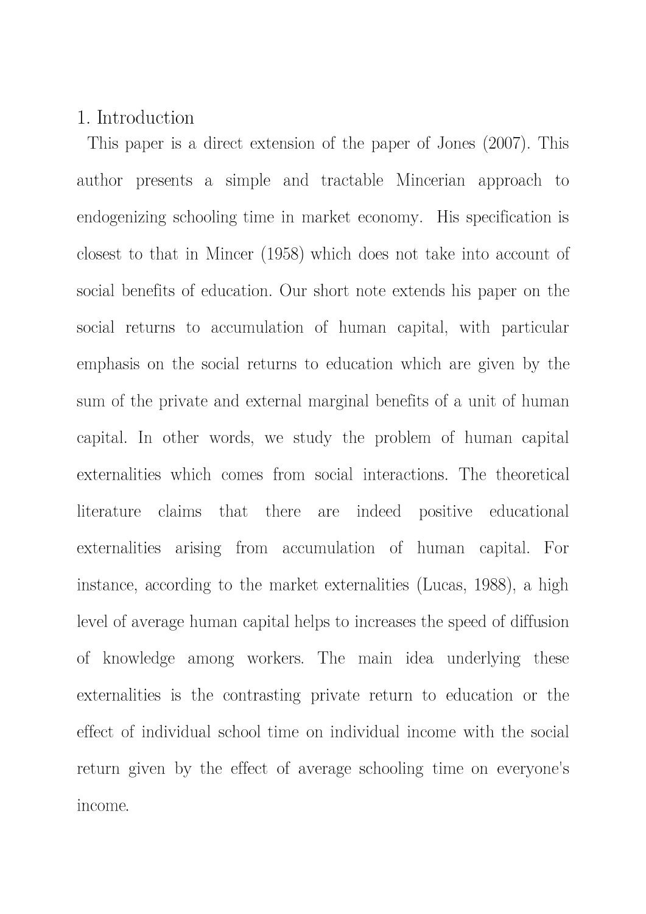# 1. Introduction

This paper is a direct extension of the paper of Jones (2007). This author presents a simple and tractable Mincerian approach to endogenizing schooling time in market economy. His specification is closest to that in Mincer (1958) which does not take into account of social benefits of education. Our short note extends his paper on the social returns to accumulation of human capital, with particular emphasis on the social returns to education which are given by the sum of the private and external marginal benefits of a unit of human capital. In other words, we study the problem of human capital externalities which comes from social interactions. The theoretical literature claims that there are indeed positive educational externalities arising from accumulation of human capital. For instance, according to the market externalities (Lucas, 1988), a high level of average human capital helps to increases the speed of diffusion of knowledge among workers. The main idea underlying these externalities is the contrasting private return to education or the effect of individual school time on individual income with the social return given by the effect of average schooling time on everyone's income.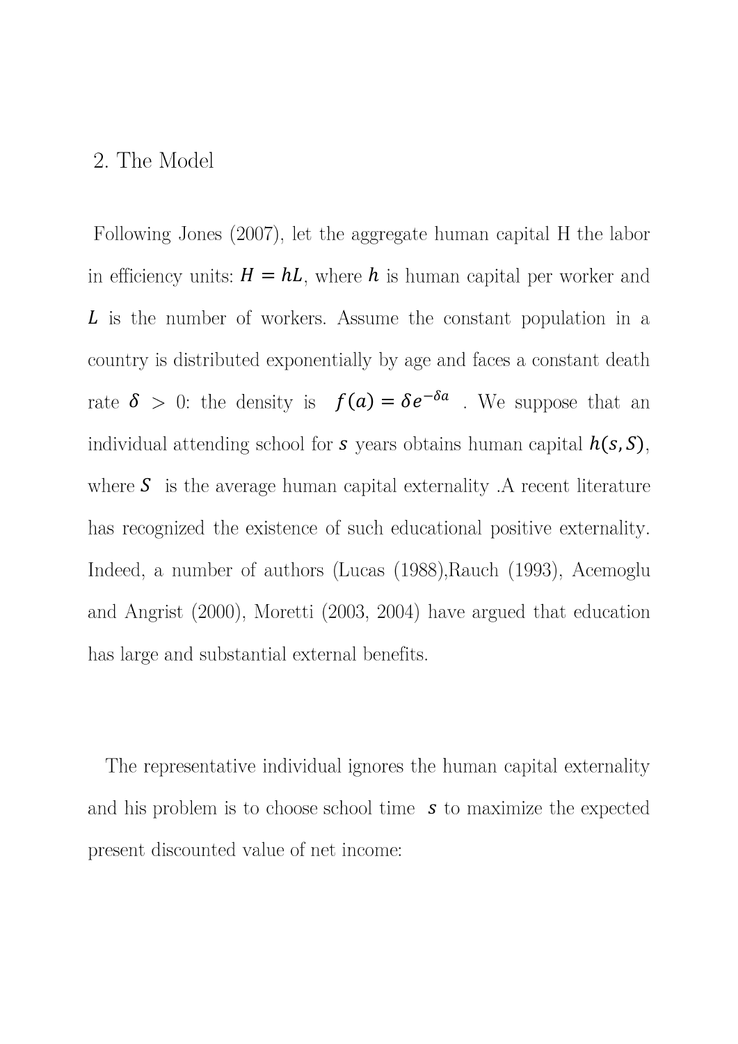## 2. The Model

Following Jones (2007), let the aggregate human capital H the labor in efficiency units: $H = hL$, where $h$ is human capital per worker and $L$ is the number of workers. Assume the constant population in a country is distributed exponentially by age and faces a constant death rate $\delta > 0$: the density is $f(a) = \delta e^{-\delta a}$ . We suppose that an individual attending school for $s$ years obtains human capital $h(s, S)$, where $S$ is the average human capital externality .A recent literature has recognized the existence of such educational positive externality. Indeed, a number of authors (Lucas (1988),Rauch (1993), Acemoglu and Angrist (2000), Moretti (2003, 2004) have argued that education has large and substantial external benefits.

The representative individual ignores the human capital externality and his problem is to choose school time $s$ to maximize the expected present discounted value of net income: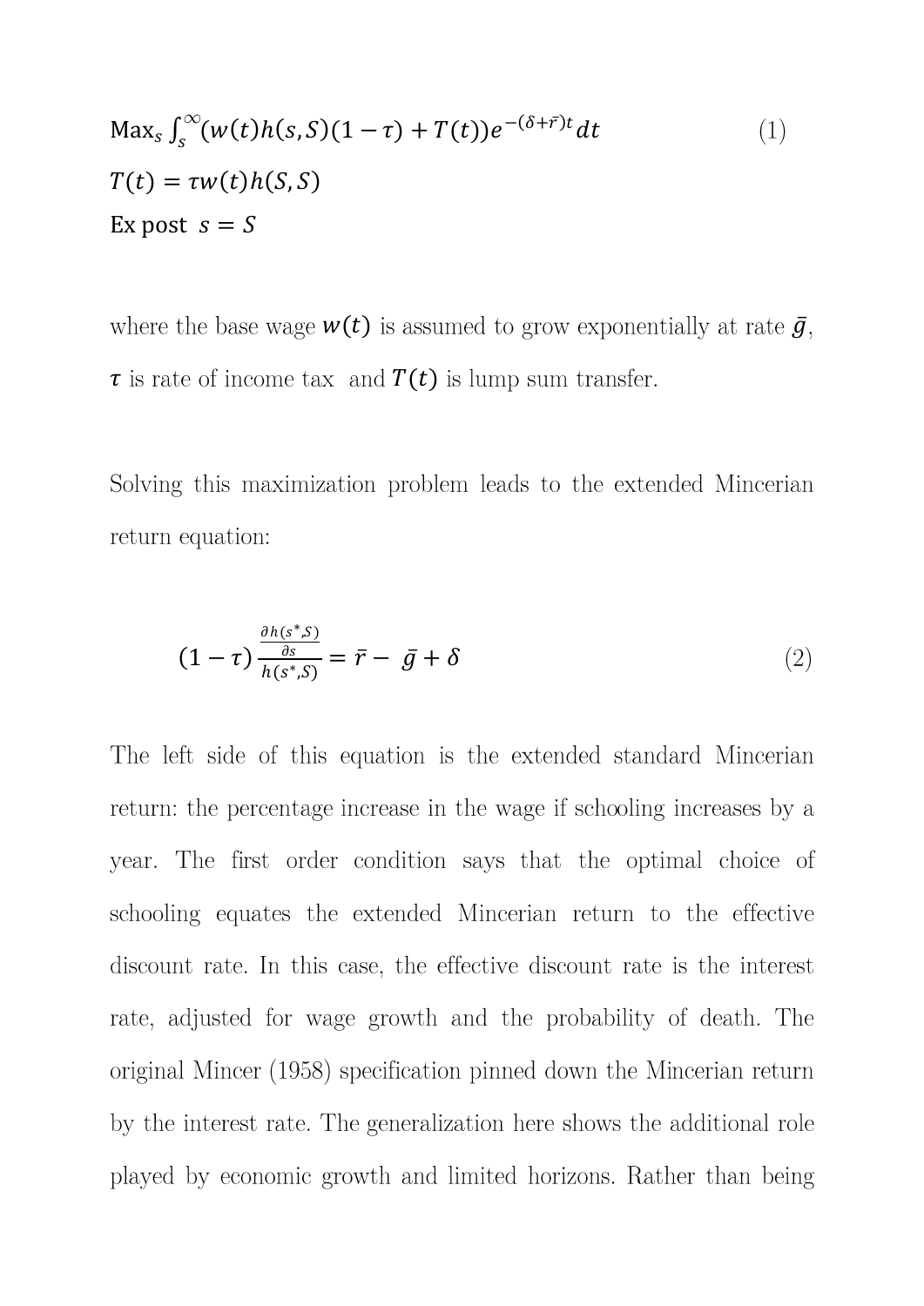$$\text{Max}_s \int_s^{\infty} (w(t)h(s,S)(1-\tau) + T(t))e^{-(\delta+\bar{r})t} dt \tag{1}$$

$$T(t) = \tau w(t)h(S,S)$$

$$\text{Ex post } \ s = S$$

where the base wage $w(t)$ is assumed to grow exponentially at rate $\bar{g}$, $\tau$ is rate of income tax and $T(t)$ is lump sum transfer.

Solving this maximization problem leads to the extended Mincerian return equation:

$$(1-\tau)\frac{\frac{\partial h(s^*,S)}{\partial s}}{h(s^*,S)} = \bar{r} - \bar{g} + \delta \tag{2}$$

The left side of this equation is the extended standard Mincerian return: the percentage increase in the wage if schooling increases by a year. The first order condition says that the optimal choice of schooling equates the extended Mincerian return to the effective discount rate. In this case, the effective discount rate is the interest rate, adjusted for wage growth and the probability of death. The original Mincer (1958) specification pinned down the Mincerian return by the interest rate. The generalization here shows the additional role played by economic growth and limited horizons. Rather than being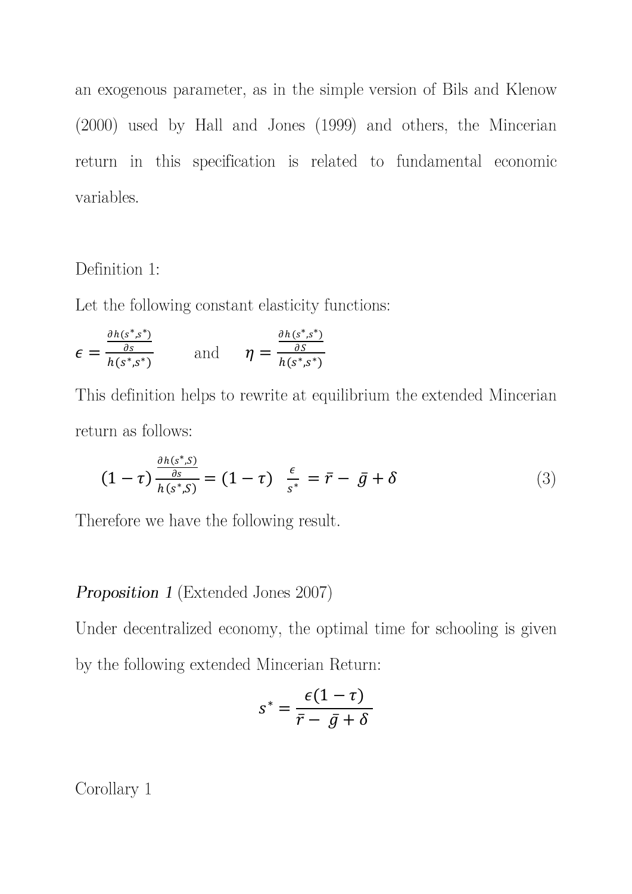an exogenous parameter, as in the simple version of Bils and Klenow (2000) used by Hall and Jones (1999) and others, the Mincerian return in this specification is related to fundamental economic variables.

Definition 1:

Let the following constant elasticity functions:

$$\epsilon = \frac{\frac{\partial h(s^*,s^*)}{\partial s}}{h(s^*,s^*)} \qquad \text{and} \qquad \eta = \frac{\frac{\partial h(s^*,s^*)}{\partial S}}{h(s^*,s^*)}$$

This definition helps to rewrite at equilibrium the extended Mincerian return as follows:

$$(1-\tau)\frac{\frac{\partial h(s^*,S)}{\partial s}}{h(s^*,S)} = (1-\tau) \ \frac{\epsilon}{s^*} = \bar{r} - \bar{g} + \delta \tag{3}$$

Therefore we have the following result.

*Proposition 1* (Extended Jones 2007)

Under decentralized economy, the optimal time for schooling is given by the following extended Mincerian Return:

$$s^* = \frac{\epsilon(1-\tau)}{\bar{r} - \bar{g} + \delta}$$

Corollary 1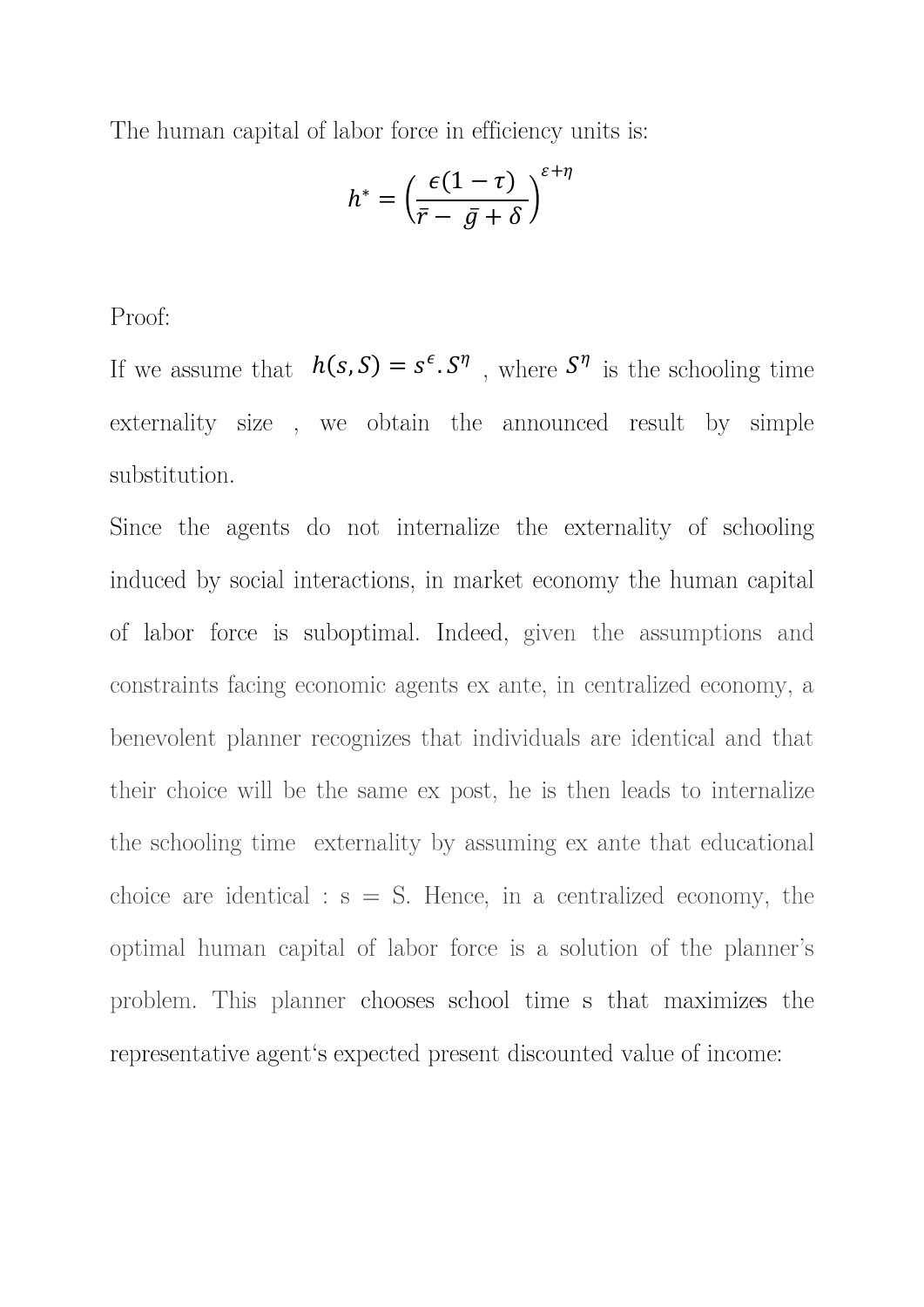The human capital of labor force in efficiency units is:

$$h^{*} = \left(\frac{\epsilon(1-\tau)}{\bar{r} - \bar{g} + \delta}\right)^{\varepsilon+\eta}$$

Proof:

If we assume that $h(s, S) = s^{\epsilon}.S^{\eta}$ , where $S^{\eta}$ is the schooling time externality size , we obtain the announced result by simple substitution.

Since the agents do not internalize the externality of schooling induced by social interactions, in market economy the human capital of labor force is suboptimal. Indeed, given the assumptions and constraints facing economic agents ex ante, in centralized economy, a benevolent planner recognizes that individuals are identical and that their choice will be the same ex post, he is then leads to internalize the schooling time externality by assuming ex ante that educational choice are identical : s = S. Hence, in a centralized economy, the optimal human capital of labor force is a solution of the planner's problem. This planner chooses school time s that maximizes the representative agent's expected present discounted value of income: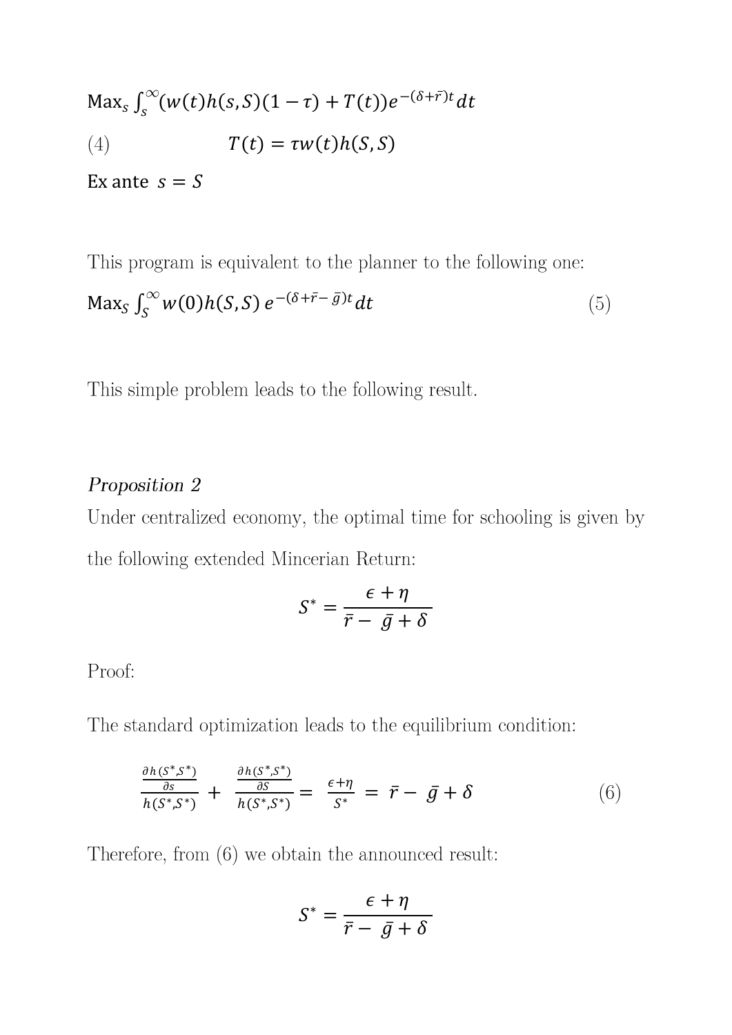$$\text{Max}_s \int_s^{\infty} (w(t)h(s,S)(1-\tau) + T(t))e^{-(\delta+\bar{r})t}dt$$

(4) $$T(t) = \tau w(t)h(S,S)$$

Ex ante $s = S$

This program is equivalent to the planner to the following one:

$$\text{Max}_S \int_S^{\infty} w(0)h(S,S)\, e^{-(\delta+\bar{r}-\,\bar{g})t}dt \tag{5}$$

This simple problem leads to the following result.

*Proposition 2*

Under centralized economy, the optimal time for schooling is given by the following extended Mincerian Return:

$$S^* = \frac{\epsilon + \eta}{\bar{r} - \,\bar{g} + \delta}$$

Proof:

The standard optimization leads to the equilibrium condition:

$$\frac{\frac{\partial h(S^*,S^*)}{\partial s}}{h(S^*,S^*)} + \frac{\frac{\partial h(S^*,S^*)}{\partial S}}{h(S^*,S^*)} = \frac{\epsilon+\eta}{S^*} = \bar{r} - \,\bar{g} + \delta \tag{6}$$

Therefore, from (6) we obtain the announced result:

$$S^* = \frac{\epsilon + \eta}{\bar{r} - \,\bar{g} + \delta}$$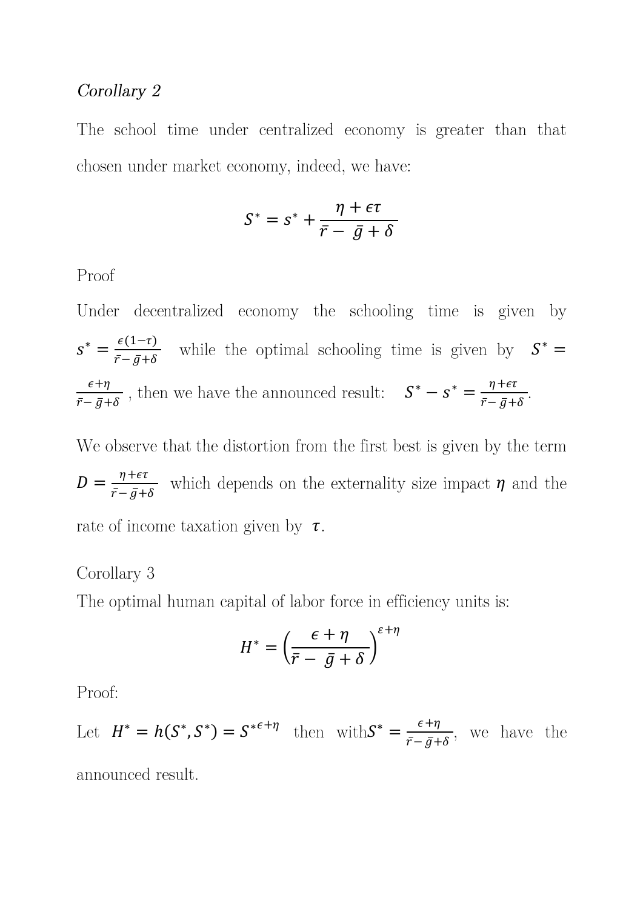*Corollary 2*

The school time under centralized economy is greater than that chosen under market economy, indeed, we have:

$$S^* = s^* + \frac{\eta + \epsilon\tau}{\bar{r} - \bar{g} + \delta}$$

Proof

Under decentralized economy the schooling time is given by $s^* = \frac{\epsilon(1-\tau)}{\bar{r} - \bar{g} + \delta}$ while the optimal schooling time is given by $S^* = \frac{\epsilon + \eta}{\bar{r} - \bar{g} + \delta}$ , then we have the announced result: $S^* - s^* = \frac{\eta + \epsilon\tau}{\bar{r} - \bar{g} + \delta}$.

We observe that the distortion from the first best is given by the term $D = \frac{\eta + \epsilon\tau}{\bar{r} - \bar{g} + \delta}$ which depends on the externality size impact $\eta$ and the rate of income taxation given by $\tau$.

Corollary 3

The optimal human capital of labor force in efficiency units is:

$$H^* = \left(\frac{\epsilon + \eta}{\bar{r} - \bar{g} + \delta}\right)^{\varepsilon + \eta}$$

Proof:

Let $H^* = h(S^*, S^*) = S^{*\epsilon + \eta}$ then with $S^* = \frac{\epsilon + \eta}{\bar{r} - \bar{g} + \delta}$, we have the announced result.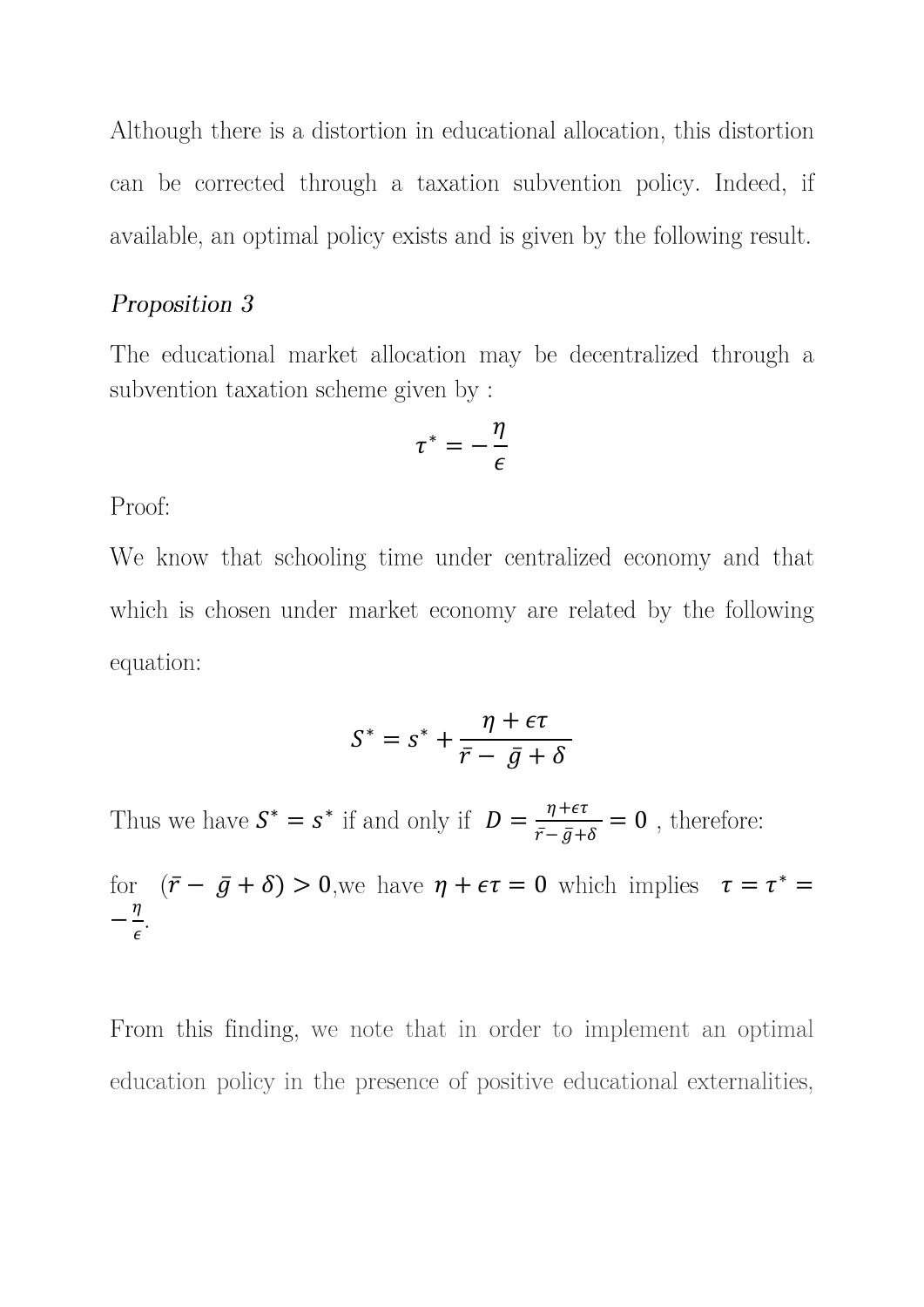Although there is a distortion in educational allocation, this distortion can be corrected through a taxation subvention policy. Indeed, if available, an optimal policy exists and is given by the following result.

*Proposition 3*

The educational market allocation may be decentralized through a subvention taxation scheme given by :

$$\tau^* = -\frac{\eta}{\epsilon}$$

Proof:

We know that schooling time under centralized economy and that which is chosen under market economy are related by the following equation:

$$S^* = s^* + \frac{\eta + \epsilon\tau}{\bar{r} - \bar{g} + \delta}$$

Thus we have $S^* = s^*$ if and only if $D = \frac{\eta + \epsilon\tau}{\bar{r} - \bar{g} + \delta} = 0$ , therefore:

for $(\bar{r} - \bar{g} + \delta) > 0$,we have $\eta + \epsilon\tau = 0$ which implies $\tau = \tau^* = -\frac{\eta}{\epsilon}$.

From this finding, we note that in order to implement an optimal education policy in the presence of positive educational externalities,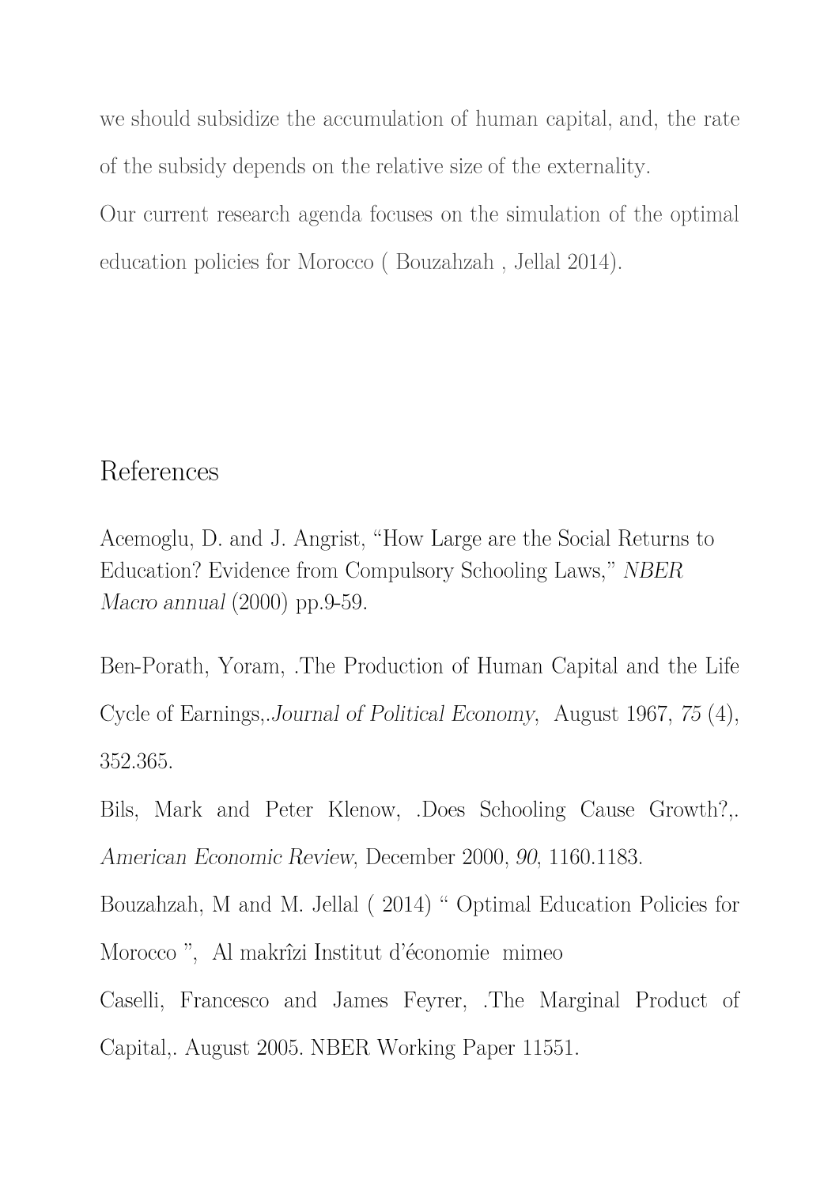we should subsidize the accumulation of human capital, and, the rate of the subsidy depends on the relative size of the externality.

Our current research agenda focuses on the simulation of the optimal education policies for Morocco ( Bouzahzah , Jellal 2014).

# References

Acemoglu, D. and J. Angrist, "How Large are the Social Returns to Education? Evidence from Compulsory Schooling Laws," *NBER Macro annual* (2000) pp.9-59.

Ben-Porath, Yoram, .The Production of Human Capital and the Life Cycle of Earnings,.*Journal of Political Economy*, August 1967, *75* (4), 352.365.

Bils, Mark and Peter Klenow, .Does Schooling Cause Growth?,. *American Economic Review*, December 2000, *90*, 1160.1183.

Bouzahzah, M and M. Jellal ( 2014) " Optimal Education Policies for Morocco ", Al makrîzi Institut d'économie mimeo

Caselli, Francesco and James Feyrer, .The Marginal Product of Capital,. August 2005. NBER Working Paper 11551.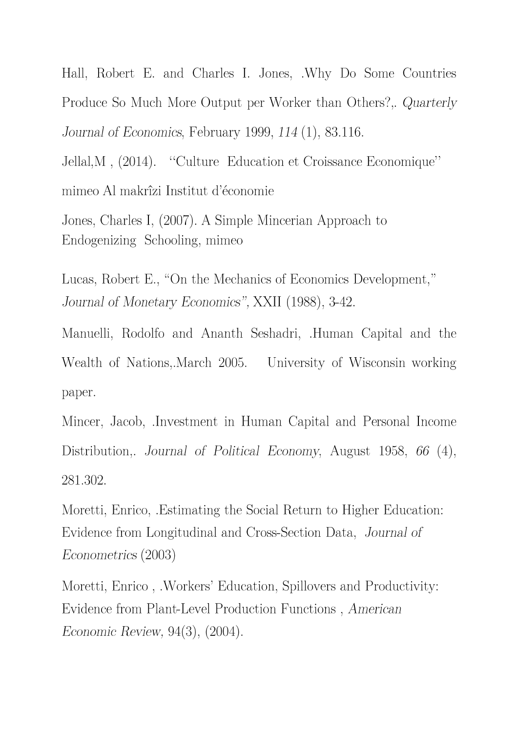Hall, Robert E. and Charles I. Jones, .Why Do Some Countries Produce So Much More Output per Worker than Others?,. *Quarterly Journal of Economics*, February 1999, *114* (1), 83.116.

Jellal,M , (2014). ''Culture Education et Croissance Economique'' mimeo Al makrîzi Institut d'économie

Jones, Charles I, (2007). A Simple Mincerian Approach to Endogenizing Schooling, mimeo

Lucas, Robert E., "On the Mechanics of Economics Development," *Journal of Monetary Economics"*, XXII (1988), 3-42.

Manuelli, Rodolfo and Ananth Seshadri, .Human Capital and the Wealth of Nations,.March 2005. University of Wisconsin working paper.

Mincer, Jacob, .Investment in Human Capital and Personal Income Distribution,. *Journal of Political Economy*, August 1958, *66* (4), 281.302.

Moretti, Enrico, .Estimating the Social Return to Higher Education: Evidence from Longitudinal and Cross-Section Data, *Journal of Econometrics* (2003)

Moretti, Enrico , .Workers' Education, Spillovers and Productivity: Evidence from Plant-Level Production Functions , *American Economic Review*, 94(3), (2004).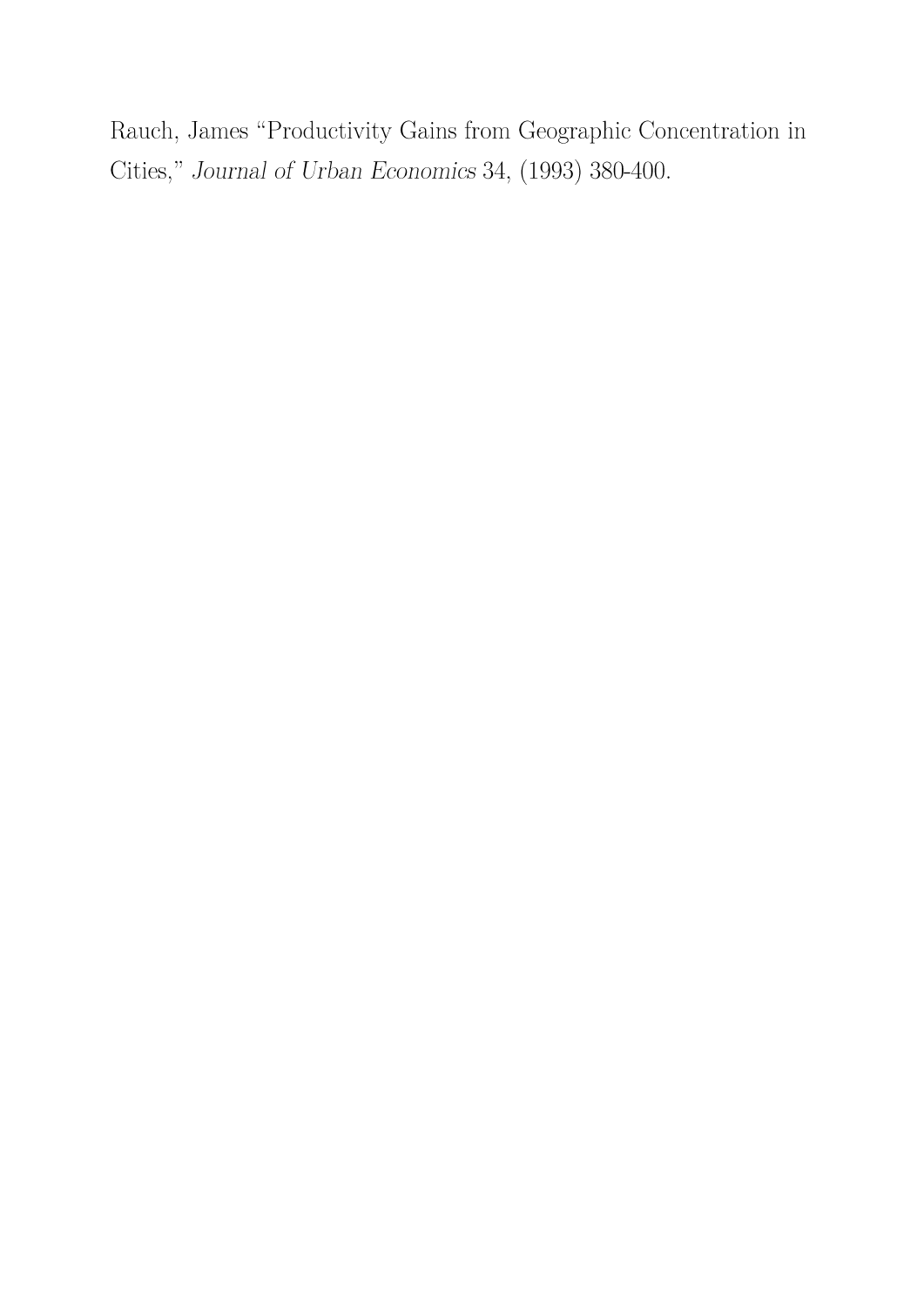Rauch, James "Productivity Gains from Geographic Concentration in Cities," *Journal of Urban Economics* 34, (1993) 380-400.